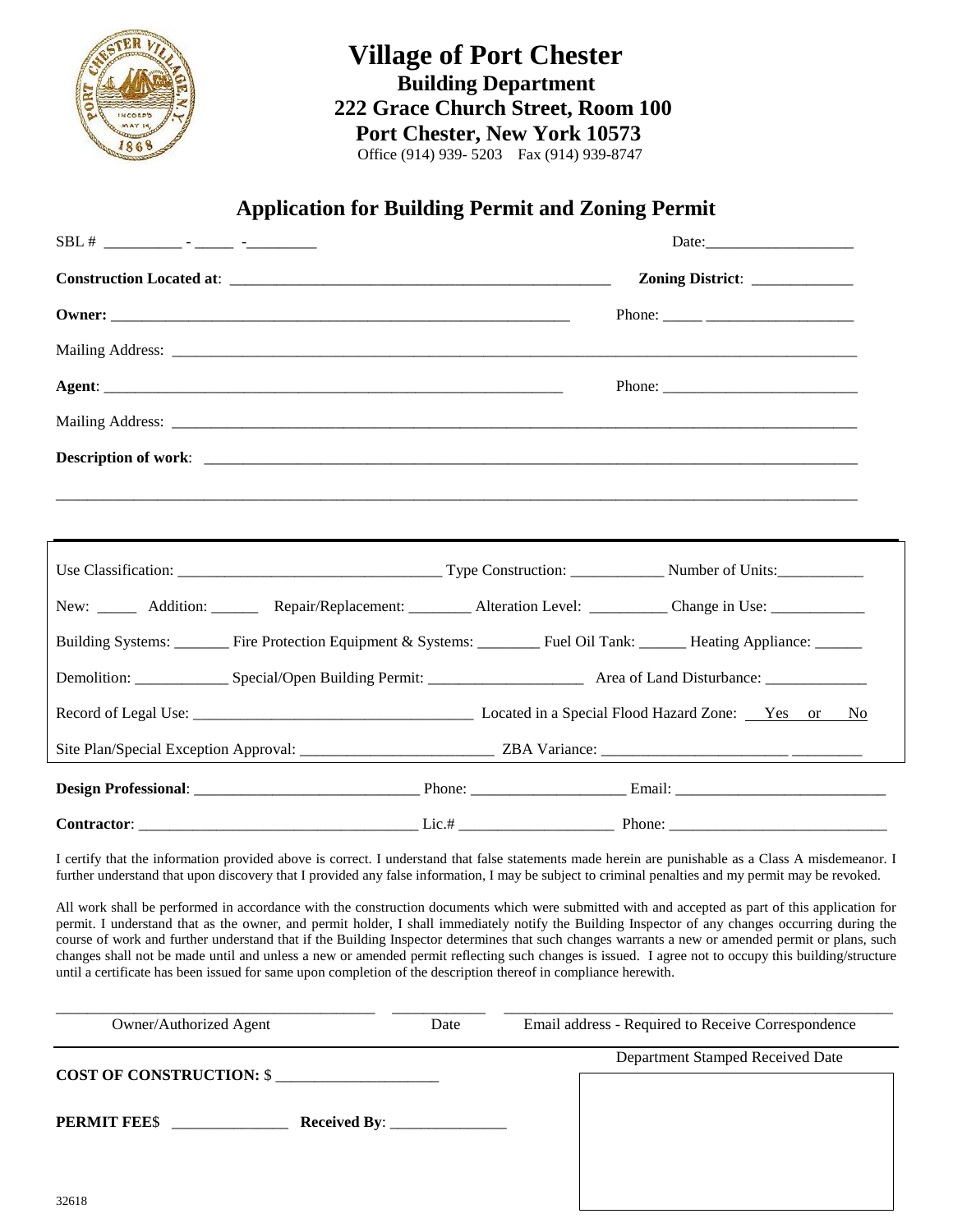# Village of Port Chester

## Building Department
## 222 Grace Church Street, Room 100
## Port Chester, New York 10573

Office (914) 939- 5203 Fax (914) 939-8747

## Application for Building Permit and Zoning Permit

SBL # __________ - _____ -_________ Date:___________________

**Construction Located at**: ________________________________________________ **Zoning District**: _____________

**Owner:** ___________________________________________________________ Phone: _____ ___________________

Mailing Address: ____________________________________________________________________________________

**Agent**: ___________________________________________________________ Phone: _________________________

Mailing Address: ____________________________________________________________________________________

**Description of work**: _______________________________________________________________________________

________________________________________________________________________________________________

Use Classification: _________________________________ Type Construction: ____________ Number of Units:___________

New: _____ Addition: ______ Repair/Replacement: ________ Alteration Level: __________ Change in Use: ____________

Building Systems: _______ Fire Protection Equipment & Systems: ________ Fuel Oil Tank: ______ Heating Appliance: ______

Demolition: ____________ Special/Open Building Permit: ____________________ Area of Land Disturbance: _____________

Record of Legal Use: ___________________________________ Located in a Special Flood Hazard Zone: Yes or No

Site Plan/Special Exception Approval: ________________________ ZBA Variance: _______________________ _________

**Design Professional**: ____________________________ Phone: ___________________ Email: ___________________________

**Contractor**: ___________________________________ Lic.# ___________________ Phone: ____________________________

I certify that the information provided above is correct. I understand that false statements made herein are punishable as a Class A misdemeanor. I further understand that upon discovery that I provided any false information, I may be subject to criminal penalties and my permit may be revoked.

All work shall be performed in accordance with the construction documents which were submitted with and accepted as part of this application for permit. I understand that as the owner, and permit holder, I shall immediately notify the Building Inspector of any changes occurring during the course of work and further understand that if the Building Inspector determines that such changes warrants a new or amended permit or plans, such changes shall not be made until and unless a new or amended permit reflecting such changes is issued. I agree not to occupy this building/structure until a certificate has been issued for same upon completion of the description thereof in compliance herewith.

________________________________________ ____________ ________________________________________________

Owner/Authorized Agent Date Email address - Required to Receive Correspondence

**COST OF CONSTRUCTION: $** ____________________

**PERMIT FEE$** _______________ **Received By**: _______________

Department Stamped Received Date

32618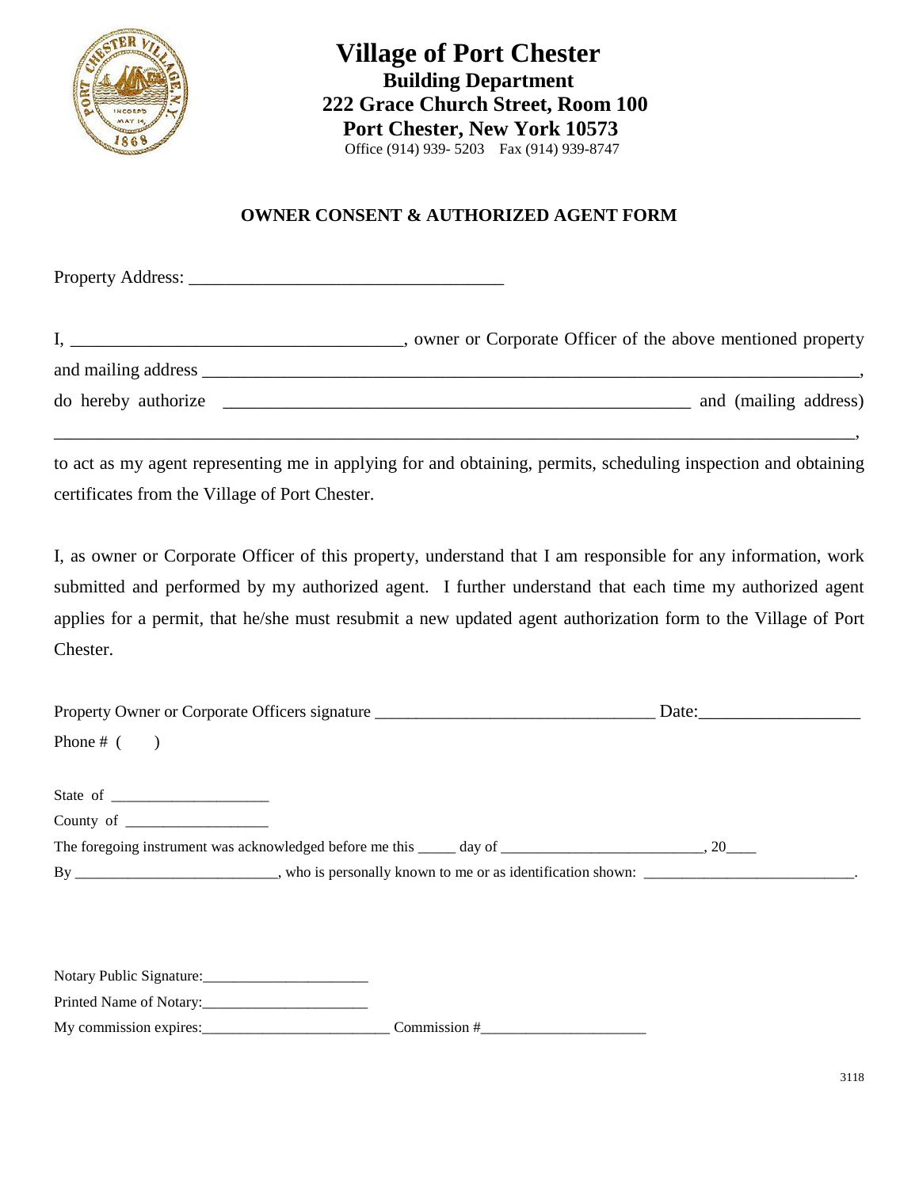# Village of Port Chester

**Building Department**
**222 Grace Church Street, Room 100**
**Port Chester, New York 10573**
Office (914) 939- 5203 Fax (914) 939-8747

## OWNER CONSENT & AUTHORIZED AGENT FORM

Property Address: ___________________________________

I, _____________________________________, owner or Corporate Officer of the above mentioned property and mailing address ___________________________________________________________________________, do hereby authorize _____________________________________________________ and (mailing address) _________________________________________________________________________________,

to act as my agent representing me in applying for and obtaining, permits, scheduling inspection and obtaining certificates from the Village of Port Chester.

I, as owner or Corporate Officer of this property, understand that I am responsible for any information, work submitted and performed by my authorized agent. I further understand that each time my authorized agent applies for a permit, that he/she must resubmit a new updated agent authorization form to the Village of Port Chester.

Property Owner or Corporate Officers signature ________________________________ Date:__________________

Phone # ( )

State of ____________________

County of __________________

The foregoing instrument was acknowledged before me this _____ day of __________________________, 20____

By __________________________, who is personally known to me or as identification shown: ___________________________.

Notary Public Signature:_____________________

Printed Name of Notary:_____________________

My commission expires:________________________ Commission #_____________________

3118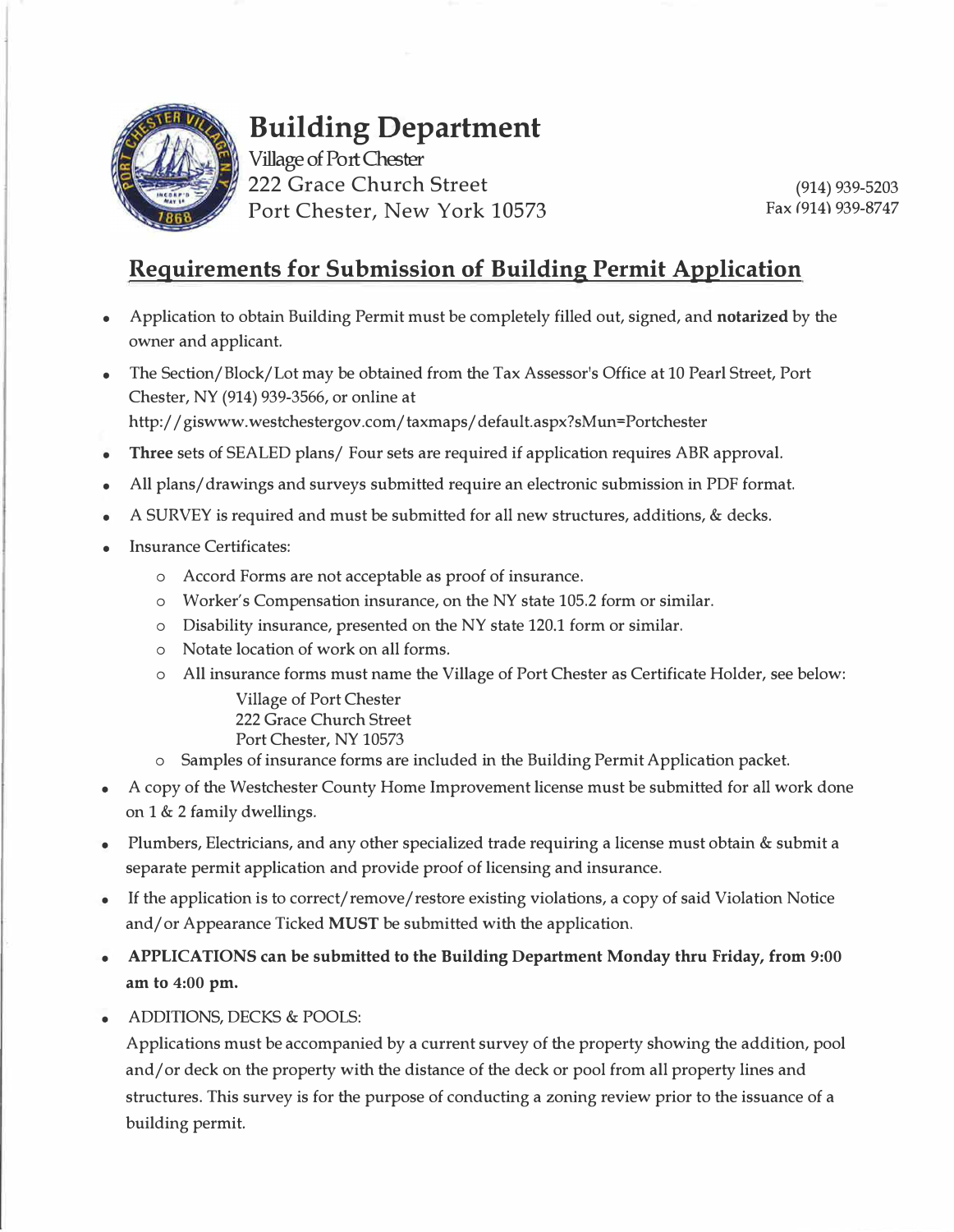# Building Department

Village of Port Chester
222 Grace Church Street
Port Chester, New York 10573

(914) 939-5203
Fax (914) 939-8747

## Requirements for Submission of Building Permit Application

- Application to obtain Building Permit must be completely filled out, signed, and **notarized** by the owner and applicant.
- The Section/Block/Lot may be obtained from the Tax Assessor's Office at 10 Pearl Street, Port Chester, NY (914) 939-3566, or online at http://giswww.westchestergov.com/taxmaps/default.aspx?sMun=Portchester
- **Three** sets of SEALED plans/ Four sets are required if application requires ABR approval.
- All plans/drawings and surveys submitted require an electronic submission in PDF format.
- A SURVEY is required and must be submitted for all new structures, additions, & decks.
- Insurance Certificates:
  - Accord Forms are not acceptable as proof of insurance.
  - Worker's Compensation insurance, on the NY state 105.2 form or similar.
  - Disability insurance, presented on the NY state 120.1 form or similar.
  - Notate location of work on all forms.
  - All insurance forms must name the Village of Port Chester as Certificate Holder, see below:

    Village of Port Chester
    222 Grace Church Street
    Port Chester, NY 10573
  - Samples of insurance forms are included in the Building Permit Application packet.
- A copy of the Westchester County Home Improvement license must be submitted for all work done on 1 & 2 family dwellings.
- Plumbers, Electricians, and any other specialized trade requiring a license must obtain & submit a separate permit application and provide proof of licensing and insurance.
- If the application is to correct/remove/restore existing violations, a copy of said Violation Notice and/or Appearance Ticked **MUST** be submitted with the application.
- **APPLICATIONS can be submitted to the Building Department Monday thru Friday, from 9:00 am to 4:00 pm.**
- ADDITIONS, DECKS & POOLS:

  Applications must be accompanied by a current survey of the property showing the addition, pool and/or deck on the property with the distance of the deck or pool from all property lines and structures. This survey is for the purpose of conducting a zoning review prior to the issuance of a building permit.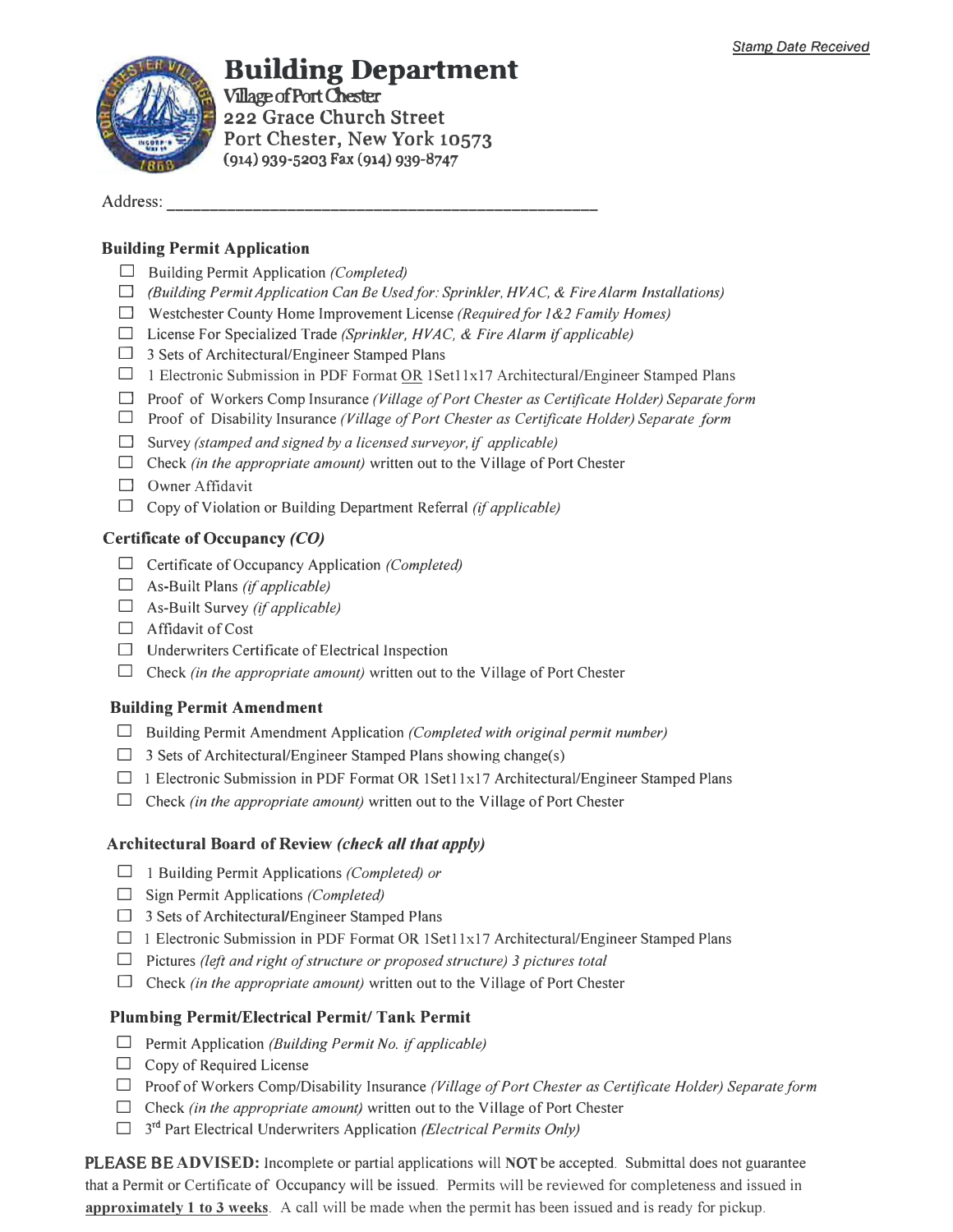*Stamp Date Received*

# Building Department

Village of Port Chester
222 Grace Church Street
Port Chester, New York 10573
(914) 939-5203 Fax (914) 939-8747

Address: ___________________________________________________

## Building Permit Application

- ☐ Building Permit Application *(Completed)*
- ☐ *(Building Permit Application Can Be Used for: Sprinkler, HVAC, & Fire Alarm Installations)*
- ☐ Westchester County Home Improvement License *(Required for 1&2 Family Homes)*
- ☐ License For Specialized Trade *(Sprinkler, HVAC, & Fire Alarm if applicable)*
- ☐ 3 Sets of Architectural/Engineer Stamped Plans
- ☐ 1 Electronic Submission in PDF Format OR 1Set11x17 Architectural/Engineer Stamped Plans
- ☐ Proof of Workers Comp Insurance *(Village of Port Chester as Certificate Holder) Separate form*
- ☐ Proof of Disability Insurance *(Village of Port Chester as Certificate Holder) Separate form*
- ☐ Survey *(stamped and signed by a licensed surveyor, if applicable)*
- ☐ Check *(in the appropriate amount)* written out to the Village of Port Chester
- ☐ Owner Affidavit
- ☐ Copy of Violation or Building Department Referral *(if applicable)*

## Certificate of Occupancy *(CO)*

- ☐ Certificate of Occupancy Application *(Completed)*
- ☐ As-Built Plans *(if applicable)*
- ☐ As-Built Survey *(if applicable)*
- ☐ Affidavit of Cost
- ☐ Underwriters Certificate of Electrical Inspection
- ☐ Check *(in the appropriate amount)* written out to the Village of Port Chester

## Building Permit Amendment

- ☐ Building Permit Amendment Application *(Completed with original permit number)*
- ☐ 3 Sets of Architectural/Engineer Stamped Plans showing change(s)
- ☐ 1 Electronic Submission in PDF Format OR 1Set11x17 Architectural/Engineer Stamped Plans
- ☐ Check *(in the appropriate amount)* written out to the Village of Port Chester

## Architectural Board of Review *(check all that apply)*

- ☐ 1 Building Permit Applications *(Completed) or*
- ☐ Sign Permit Applications *(Completed)*
- ☐ 3 Sets of Architectural/Engineer Stamped Plans
- ☐ 1 Electronic Submission in PDF Format OR 1Set11x17 Architectural/Engineer Stamped Plans
- ☐ Pictures *(left and right of structure or proposed structure) 3 pictures total*
- ☐ Check *(in the appropriate amount)* written out to the Village of Port Chester

## Plumbing Permit/Electrical Permit/ Tank Permit

- ☐ Permit Application *(Building Permit No. if applicable)*
- ☐ Copy of Required License
- ☐ Proof of Workers Comp/Disability Insurance *(Village of Port Chester as Certificate Holder) Separate form*
- ☐ Check *(in the appropriate amount)* written out to the Village of Port Chester
- ☐ 3rd Part Electrical Underwriters Application *(Electrical Permits Only)*

**PLEASE BE ADVISED:** Incomplete or partial applications will **NOT** be accepted. Submittal does not guarantee that a Permit or Certificate of Occupancy will be issued. Permits will be reviewed for completeness and issued in **approximately 1 to 3 weeks**. A call will be made when the permit has been issued and is ready for pickup.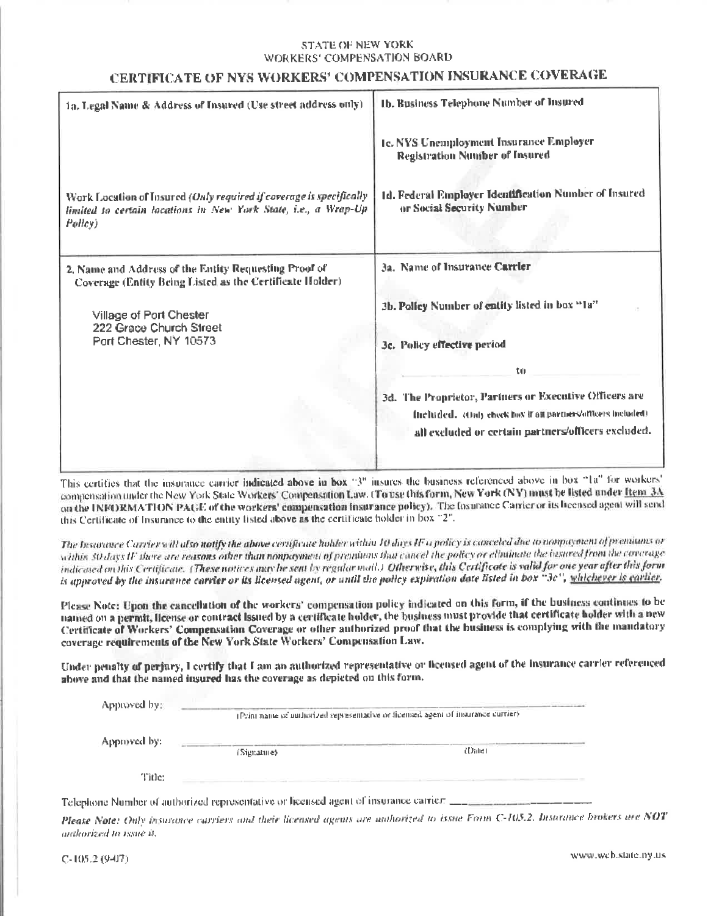STATE OF NEW YORK
WORKERS' COMPENSATION BOARD

# CERTIFICATE OF NYS WORKERS' COMPENSATION INSURANCE COVERAGE

| | |
|---|---|
| 1a. Legal Name & Address of Insured (Use street address only)<br><br>Work Location of Insured *(Only required if coverage is specifically limited to certain locations in New York State, i.e., a Wrap-Up Policy)* | **1b. Business Telephone Number of Insured**<br><br>**1c. NYS Unemployment Insurance Employer Registration Number of Insured**<br><br>**1d. Federal Employer Identification Number of Insured or Social Security Number** |
| 2. Name and Address of the Entity Requesting Proof of Coverage (Entity Being Listed as the Certificate Holder)<br><br>Village of Port Chester<br>222 Grace Church Street<br>Port Chester, NY 10573 | **3a. Name of Insurance Carrier**<br><br>**3b. Policy Number of entity listed in box "1a"**<br><br>**3c. Policy effective period**<br><br>____________ to ____________<br><br>**3d. The Proprietor, Partners or Executive Officers are**<br>**included.** (Only check box if all partners/officers included)<br>**all excluded or certain partners/officers excluded.** |

This certifies that the insurance carrier indicated above in box "3" insures the business referenced above in box "1a" for workers' compensation under the New York State Workers' Compensation Law. (**To use this form, New York (NY) must be listed under Item 3A on the INFORMATION PAGE of the workers' compensation insurance policy**). The Insurance Carrier or its licensed agent will send this Certificate of Insurance to the entity listed above as the certificate holder in box "2".

*The Insurance Carrier will also notify the above certificate holder within 10 days IF a policy is canceled due to nonpayment of premiums or within 30 days IF there are reasons other than nonpayment of premiums that cancel the policy or eliminate the insured from the coverage indicated on this Certificate. (These notices may be sent by regular mail.) Otherwise, this Certificate is valid for one year after this form is approved by the insurance carrier or its licensed agent, or until the policy expiration date listed in box "3c", whichever is earlier.*

**Please Note: Upon the cancellation of the workers' compensation policy indicated on this form, if the business continues to be named on a permit, license or contract issued by a certificate holder, the business must provide that certificate holder with a new Certificate of Workers' Compensation Coverage or other authorized proof that the business is complying with the mandatory coverage requirements of the New York State Workers' Compensation Law.**

**Under penalty of perjury, I certify that I am an authorized representative or licensed agent of the insurance carrier referenced above and that the named insured has the coverage as depicted on this form.**

Approved by: ____________________________________________
(Print name of authorized representative or licensed agent of insurance carrier)

Approved by: ____________________________________________
(Signature) (Date)

Title: ____________________________________________

Telephone Number of authorized representative or licensed agent of insurance carrier: ____________________

***Please Note:** Only insurance carriers and their licensed agents are authorized to issue Form C-105.2. Insurance brokers are NOT authorized to issue it.*

C-105.2 (9-07) www.wcb.state.ny.us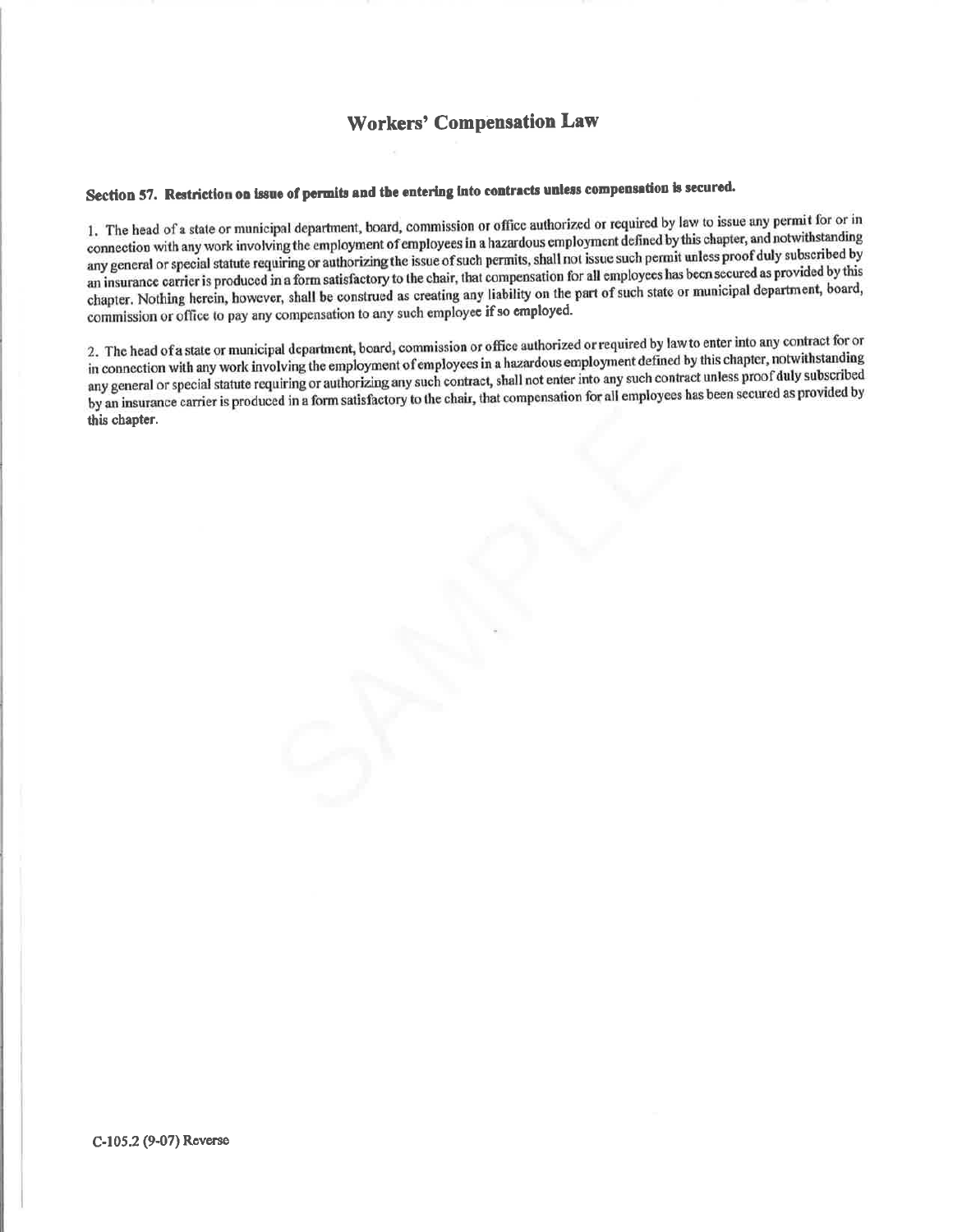# Workers' Compensation Law

## Section 57. Restriction on issue of permits and the entering into contracts unless compensation is secured.

1. The head of a state or municipal department, board, commission or office authorized or required by law to issue any permit for or in connection with any work involving the employment of employees in a hazardous employment defined by this chapter, and notwithstanding any general or special statute requiring or authorizing the issue of such permits, shall not issue such permit unless proof duly subscribed by an insurance carrier is produced in a form satisfactory to the chair, that compensation for all employees has been secured as provided by this chapter. Nothing herein, however, shall be construed as creating any liability on the part of such state or municipal department, board, commission or office to pay any compensation to any such employee if so employed.

2. The head of a state or municipal department, board, commission or office authorized or required by law to enter into any contract for or in connection with any work involving the employment of employees in a hazardous employment defined by this chapter, notwithstanding any general or special statute requiring or authorizing any such contract, shall not enter into any such contract unless proof duly subscribed by an insurance carrier is produced in a form satisfactory to the chair, that compensation for all employees has been secured as provided by this chapter.

C-105.2 (9-07) Reverse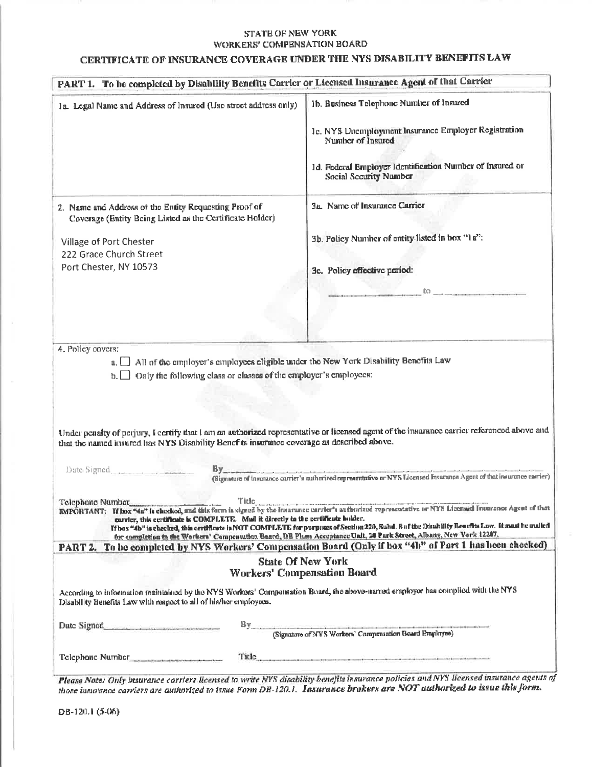STATE OF NEW YORK
WORKERS' COMPENSATION BOARD

# CERTIFICATE OF INSURANCE COVERAGE UNDER THE NYS DISABILITY BENEFITS LAW

## PART 1. To be completed by Disability Benefits Carrier or Licensed Insurance Agent of that Carrier

| 1a. Legal Name and Address of Insured (Use street address only) | 1b. Business Telephone Number of Insured<br><br>1c. NYS Unemployment Insurance Employer Registration Number of Insured<br><br>1d. Federal Employer Identification Number of Insured or Social Security Number |
|---|---|
| 2. Name and Address of the Entity Requesting Proof of Coverage (Entity Being Listed as the Certificate Holder)<br><br>Village of Port Chester<br>222 Grace Church Street<br>Port Chester, NY 10573 | 3a. Name of Insurance Carrier<br><br>3b. Policy Number of entity listed in box "1a":<br><br>3c. Policy effective period:<br><br>_____________ to _____________ |

4. Policy covers:

a. ☐ All of the employer's employees eligible under the New York Disability Benefits Law

b. ☐ Only the following class or classes of the employer's employees:

Under penalty of perjury, I certify that I am an authorized representative or licensed agent of the insurance carrier referenced above and that the named insured has NYS Disability Benefits insurance coverage as described above.

Date Signed_____________ By_____________________________________________
(Signature of insurance carrier's authorized representative or NYS Licensed Insurance Agent of that insurance carrier)

Telephone Number_____________ Title_____________________________________________

**IMPORTANT:** If box "4a" is checked, and this form is signed by the insurance carrier's authorized representative or NYS Licensed Insurance Agent of that carrier, this certificate is COMPLETE. Mail it directly to the certificate holder.
If box "4b" is checked, this certificate is NOT COMPLETE for purposes of Section 220, Subd. 8 of the Disability Benefits Law. It must be mailed for completion to the Workers' Compensation Board, DB Plans Acceptance Unit, 20 Park Street, Albany, New York 12207.

## PART 2. To be completed by NYS Workers' Compensation Board (Only if box "4b" of Part 1 has been checked)

**State Of New York**
**Workers' Compensation Board**

According to information maintained by the NYS Workers' Compensation Board, the above-named employer has complied with the NYS Disability Benefits Law with respect to all of his/her employees.

Date Signed_____________ By_____________________________________________
(Signature of NYS Workers' Compensation Board Employee)

Telephone Number_____________ Title_____________________________________________

*Please Note: Only insurance carriers licensed to write NYS disability benefits insurance policies and NYS licensed insurance agents of those insurance carriers are authorized to issue Form DB-120.1.* ***Insurance brokers are NOT authorized to issue this form.***

DB-120.1 (5-06)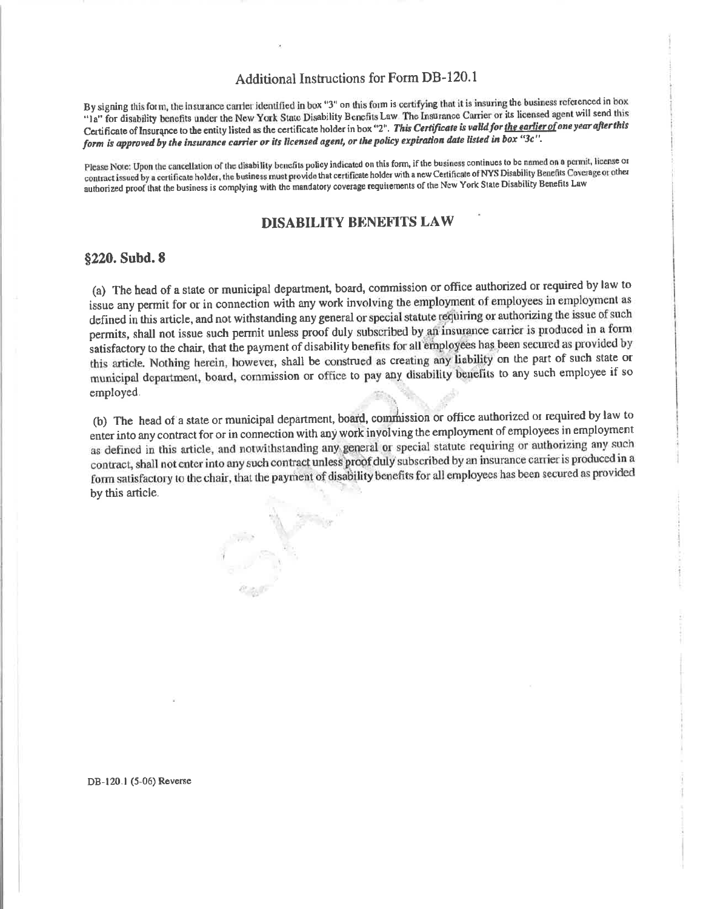## Additional Instructions for Form DB-120.1

By signing this form, the insurance carrier identified in box "3" on this form is certifying that it is insuring the business referenced in box "1a" for disability benefits under the New York State Disability Benefits Law. The Insurance Carrier or its licensed agent will send this Certificate of Insurance to the entity listed as the certificate holder in box "2". ***This Certificate is valid for the earlier of one year after this form is approved by the insurance carrier or its licensed agent, or the policy expiration date listed in box "3c".***

Please Note: Upon the cancellation of the disability benefits policy indicated on this form, if the business continues to be named on a permit, license or contract issued by a certificate holder, the business must provide that certificate holder with a new Certificate of NYS Disability Benefits Coverage or other authorized proof that the business is complying with the mandatory coverage requirements of the New York State Disability Benefits Law

## DISABILITY BENEFITS LAW

### §220. Subd. 8

(a) The head of a state or municipal department, board, commission or office authorized or required by law to issue any permit for or in connection with any work involving the employment of employees in employment as defined in this article, and not withstanding any general or special statute requiring or authorizing the issue of such permits, shall not issue such permit unless proof duly subscribed by an insurance carrier is produced in a form satisfactory to the chair, that the payment of disability benefits for all employees has been secured as provided by this article. Nothing herein, however, shall be construed as creating any liability on the part of such state or municipal department, board, commission or office to pay any disability benefits to any such employee if so employed.

(b) The head of a state or municipal department, board, commission or office authorized or required by law to enter into any contract for or in connection with any work involving the employment of employees in employment as defined in this article, and notwithstanding any general or special statute requiring or authorizing any such contract, shall not enter into any such contract unless proof duly subscribed by an insurance carrier is produced in a form satisfactory to the chair, that the payment of disability benefits for all employees has been secured as provided by this article.

DB-120.1 (5-06) Reverse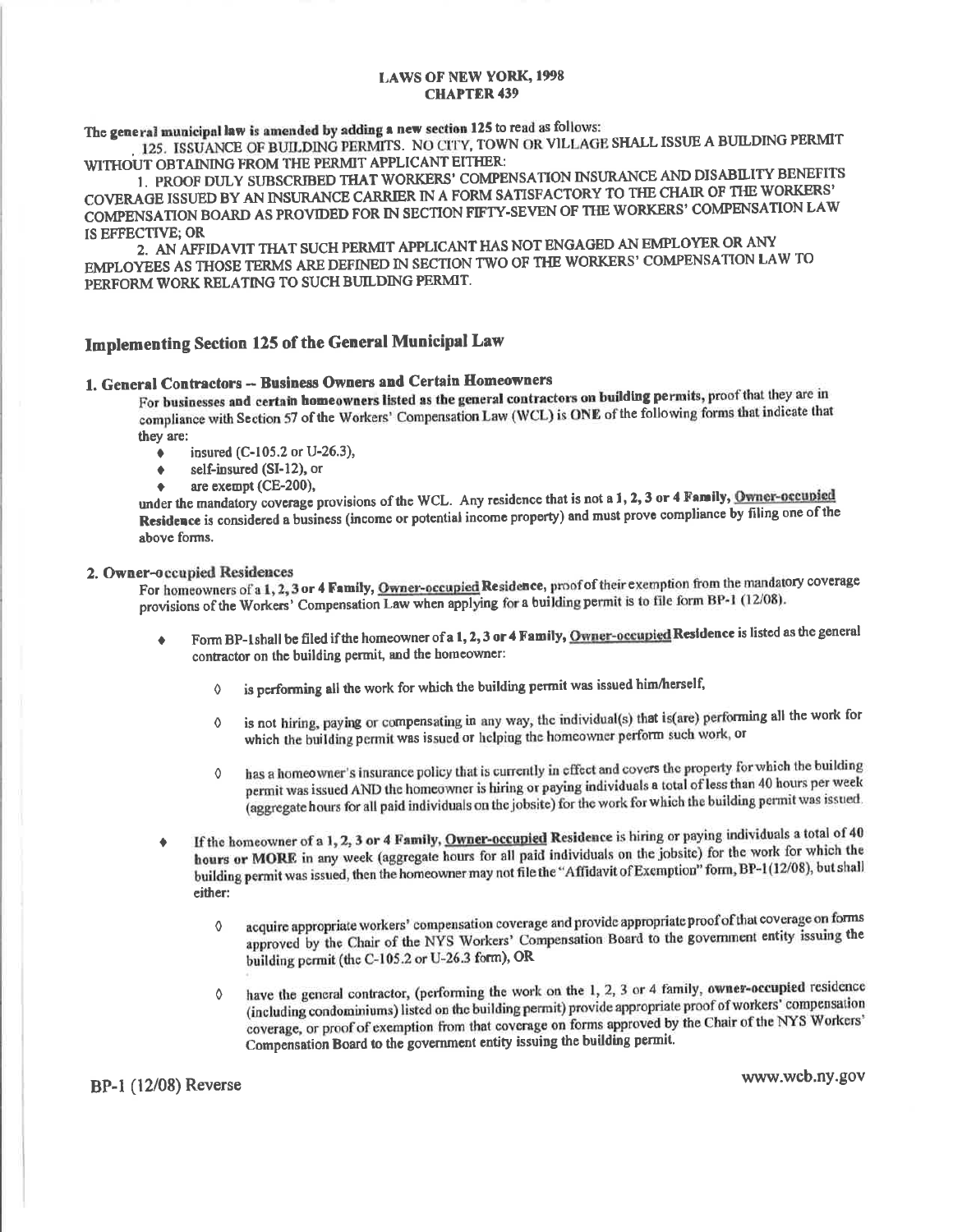**LAWS OF NEW YORK, 1998**
**CHAPTER 439**

**The general municipal law is amended by adding a new section 125** to read as follows:

125. ISSUANCE OF BUILDING PERMITS. NO CITY, TOWN OR VILLAGE SHALL ISSUE A BUILDING PERMIT WITHOUT OBTAINING FROM THE PERMIT APPLICANT EITHER:

1. PROOF DULY SUBSCRIBED THAT WORKERS' COMPENSATION INSURANCE AND DISABILITY BENEFITS COVERAGE ISSUED BY AN INSURANCE CARRIER IN A FORM SATISFACTORY TO THE CHAIR OF THE WORKERS' COMPENSATION BOARD AS PROVIDED FOR IN SECTION FIFTY-SEVEN OF THE WORKERS' COMPENSATION LAW IS EFFECTIVE; OR
2. AN AFFIDAVIT THAT SUCH PERMIT APPLICANT HAS NOT ENGAGED AN EMPLOYER OR ANY EMPLOYEES AS THOSE TERMS ARE DEFINED IN SECTION TWO OF THE WORKERS' COMPENSATION LAW TO PERFORM WORK RELATING TO SUCH BUILDING PERMIT.

## Implementing Section 125 of the General Municipal Law

### 1. General Contractors -- Business Owners and Certain Homeowners

For **businesses and certain homeowners listed as the general contractors on building permits,** proof that they are in compliance with Section 57 of the Workers' Compensation Law (WCL) is **ONE** of the following forms that indicate that they are:

- insured (C-105.2 or U-26.3),
- self-insured (SI-12), or
- are exempt (CE-200),

under the mandatory coverage provisions of the WCL. Any residence that is not a **1, 2, 3 or 4 Family, Owner-occupied Residence** is considered a business (income or potential income property) and must prove compliance by filing one of the above forms.

### 2. Owner-occupied Residences

For homeowners of a **1, 2, 3 or 4 Family, Owner-occupied Residence,** proof of their exemption from the mandatory coverage provisions of the Workers' Compensation Law when applying for a building permit is to file form BP-1 (12/08).

- Form BP-1shall be filed if the homeowner of **a 1, 2, 3 or 4 Family, Owner-occupied Residence** is listed as the general contractor on the building permit, and the homeowner:
    - is performing all the work for which the building permit was issued him/herself,
    - is not hiring, paying or compensating in any way, the individual(s) that is(are) performing all the work for which the building permit was issued or helping the homeowner perform such work, or
    - has a homeowner's insurance policy that is currently in effect and covers the property for which the building permit was issued AND the homeowner is hiring or paying individuals a total of less than 40 hours per week (aggregate hours for all paid individuals on the jobsite) for the work for which the building permit was issued.
- **If the homeowner of a 1, 2, 3 or 4 Family, Owner-occupied Residence is hiring or paying individuals a total of 40 hours or MORE** in any week (aggregate hours for all paid individuals on the jobsite) for the work for which the building permit was issued, then the homeowner may not file the "Affidavit of Exemption" form, BP-1(12/08), but shall either:
    - acquire appropriate workers' compensation coverage and provide appropriate proof of that coverage on forms approved by the Chair of the NYS Workers' Compensation Board to the government entity issuing the building permit (the C-105.2 or U-26.3 form), OR
    - have the general contractor, (performing the work on the 1, 2, 3 or 4 family, **owner-occupied** residence (including condominiums) listed on the building permit) provide appropriate proof of workers' compensation coverage, or proof of exemption from that coverage on forms approved by the Chair of the NYS Workers' Compensation Board to the government entity issuing the building permit.

BP-1 (12/08) Reverse

www.wcb.ny.gov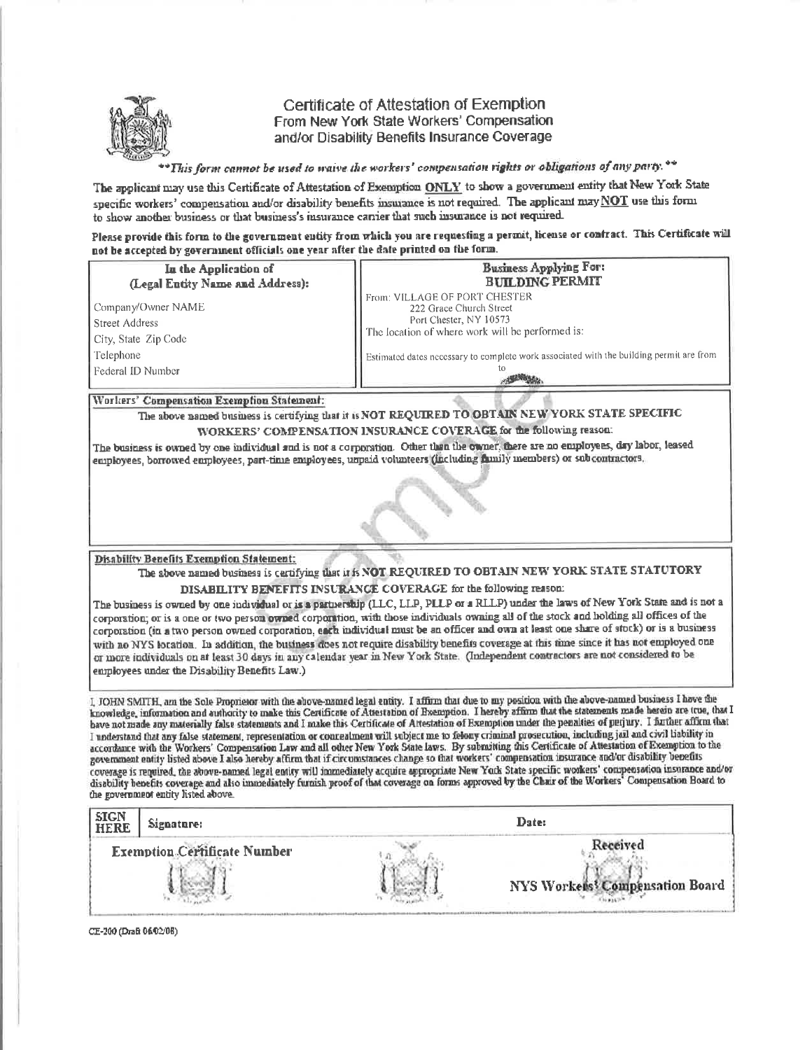# Certificate of Attestation of Exemption
## From New York State Workers' Compensation and/or Disability Benefits Insurance Coverage

***This form cannot be used to waive the workers' compensation rights or obligations of any party.***

The applicant may use this Certificate of Attestation of Exemption ONLY to show a government entity that New York State specific workers' compensation and/or disability benefits insurance is not required. The applicant may NOT use this form to show another business or that business's insurance carrier that such insurance is not required.

**Please provide this form to the government entity from which you are requesting a permit, license or contract. This Certificate will not be accepted by government officials one year after the date printed on the form.**

| In the Application of (Legal Entity Name and Address): | Business Applying For: BUILDING PERMIT |
| --- | --- |
| Company/Owner NAME<br>Street Address<br>City, State Zip Code<br>Telephone<br>Federal ID Number | From: VILLAGE OF PORT CHESTER<br>222 Grace Church Street<br>Port Chester, NY 10573<br>The location of where work will be performed is:<br><br>Estimated dates necessary to complete work associated with the building permit are from<br>to |

**Workers' Compensation Exemption Statement:**

The above named business is certifying that it is **NOT REQUIRED TO OBTAIN NEW YORK STATE SPECIFIC WORKERS' COMPENSATION INSURANCE COVERAGE** for the following reason:

The business is owned by one individual and is not a corporation. Other than the owner, there are no employees, day labor, leased employees, borrowed employees, part-time employees, unpaid volunteers (including family members) or subcontractors.

**Disability Benefits Exemption Statement:**

The above named business is certifying that it is **NOT REQUIRED TO OBTAIN NEW YORK STATE STATUTORY DISABILITY BENEFITS INSURANCE COVERAGE** for the following reason:

The business is owned by one individual or is a partnership (LLC, LLP, PLLP or a RLLP) under the laws of New York State and is not a corporation; or is a one or two person owned corporation, with those individuals owning all of the stock and holding all offices of the corporation (in a two person owned corporation, each individual must be an officer and own at least one share of stock) or is a business with no NYS location. In addition, the business does not require disability benefits coverage at this time since it has not employed one or more individuals on at least 30 days in any calendar year in New York State. (Independent contractors are not considered to be employees under the Disability Benefits Law.)

I, JOHN SMITH, am the Sole Proprietor with the above-named legal entity. I affirm that due to my position with the above-named business I have the knowledge, information and authority to make this Certificate of Attestation of Exemption. I hereby affirm that the statements made herein are true, that I have not made any materially false statements and I make this Certificate of Attestation of Exemption under the penalties of perjury. I further affirm that I understand that any false statement, representation or concealment will subject me to felony criminal prosecution, including jail and civil liability in accordance with the Workers' Compensation Law and all other New York State laws. By submitting this Certificate of Attestation of Exemption to the government entity listed above I also hereby affirm that if circumstances change so that workers' compensation insurance and/or disability benefits coverage is required, the above-named legal entity will immediately acquire appropriate New York State specific workers' compensation insurance and/or disability benefits coverage and also immediately furnish proof of that coverage on forms approved by the Chair of the Workers' Compensation Board to the government entity listed above.

| SIGN HERE | Signature: | Date: |
| --- | --- | --- |
| Exemption Certificate Number | | Received<br>NYS Workers' Compensation Board |

CE-200 (Draft 06/02/08)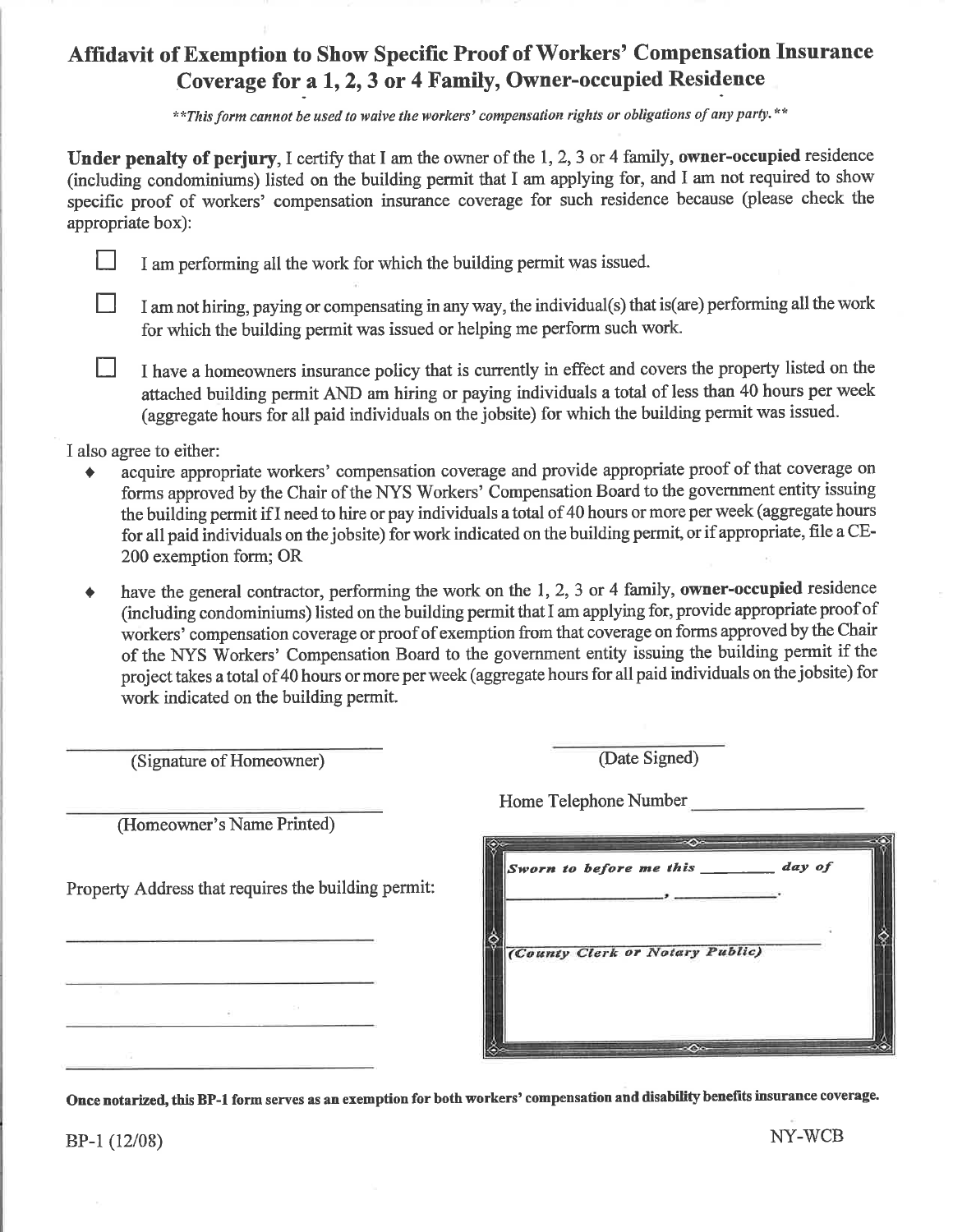# Affidavit of Exemption to Show Specific Proof of Workers' Compensation Insurance Coverage for a 1, 2, 3 or 4 Family, Owner-occupied Residence

***This form cannot be used to waive the workers' compensation rights or obligations of any party.***

**Under penalty of perjury**, I certify that I am the owner of the 1, 2, 3 or 4 family, **owner-occupied** residence (including condominiums) listed on the building permit that I am applying for, and I am not required to show specific proof of workers' compensation insurance coverage for such residence because (please check the appropriate box):

☐ I am performing all the work for which the building permit was issued.

☐ I am not hiring, paying or compensating in any way, the individual(s) that is(are) performing all the work for which the building permit was issued or helping me perform such work.

☐ I have a homeowners insurance policy that is currently in effect and covers the property listed on the attached building permit AND am hiring or paying individuals a total of less than 40 hours per week (aggregate hours for all paid individuals on the jobsite) for which the building permit was issued.

I also agree to either:

- acquire appropriate workers' compensation coverage and provide appropriate proof of that coverage on forms approved by the Chair of the NYS Workers' Compensation Board to the government entity issuing the building permit if I need to hire or pay individuals a total of 40 hours or more per week (aggregate hours for all paid individuals on the jobsite) for work indicated on the building permit, or if appropriate, file a CE-200 exemption form; OR
- have the general contractor, performing the work on the 1, 2, 3 or 4 family, **owner-occupied** residence (including condominiums) listed on the building permit that I am applying for, provide appropriate proof of workers' compensation coverage or proof of exemption from that coverage on forms approved by the Chair of the NYS Workers' Compensation Board to the government entity issuing the building permit if the project takes a total of 40 hours or more per week (aggregate hours for all paid individuals on the jobsite) for work indicated on the building permit.

\_\_\_\_\_\_\_\_\_\_\_\_\_\_\_\_\_\_\_\_\_\_\_\_\_\_\_\_
(Signature of Homeowner)

\_\_\_\_\_\_\_\_\_\_\_\_\_\_\_\_
(Date Signed)

\_\_\_\_\_\_\_\_\_\_\_\_\_\_\_\_\_\_\_\_\_\_\_\_\_\_\_\_
(Homeowner's Name Printed)

Home Telephone Number \_\_\_\_\_\_\_\_\_\_\_\_\_\_\_\_

Property Address that requires the building permit:

\_\_\_\_\_\_\_\_\_\_\_\_\_\_\_\_\_\_\_\_\_\_\_\_\_\_\_\_

\_\_\_\_\_\_\_\_\_\_\_\_\_\_\_\_\_\_\_\_\_\_\_\_\_\_\_\_

\_\_\_\_\_\_\_\_\_\_\_\_\_\_\_\_\_\_\_\_\_\_\_\_\_\_\_\_

\_\_\_\_\_\_\_\_\_\_\_\_\_\_\_\_\_\_\_\_\_\_\_\_\_\_\_\_

*Sworn to before me this \_\_\_\_\_\_\_\_ day of*
*\_\_\_\_\_\_\_\_\_\_\_\_\_\_\_\_, \_\_\_\_\_\_\_\_\_\_.*

\_\_\_\_\_\_\_\_\_\_\_\_\_\_\_\_\_\_\_\_\_\_\_\_\_\_\_\_
*(County Clerk or Notary Public)*

**Once notarized, this BP-1 form serves as an exemption for both workers' compensation and disability benefits insurance coverage.**

BP-1 (12/08) NY-WCB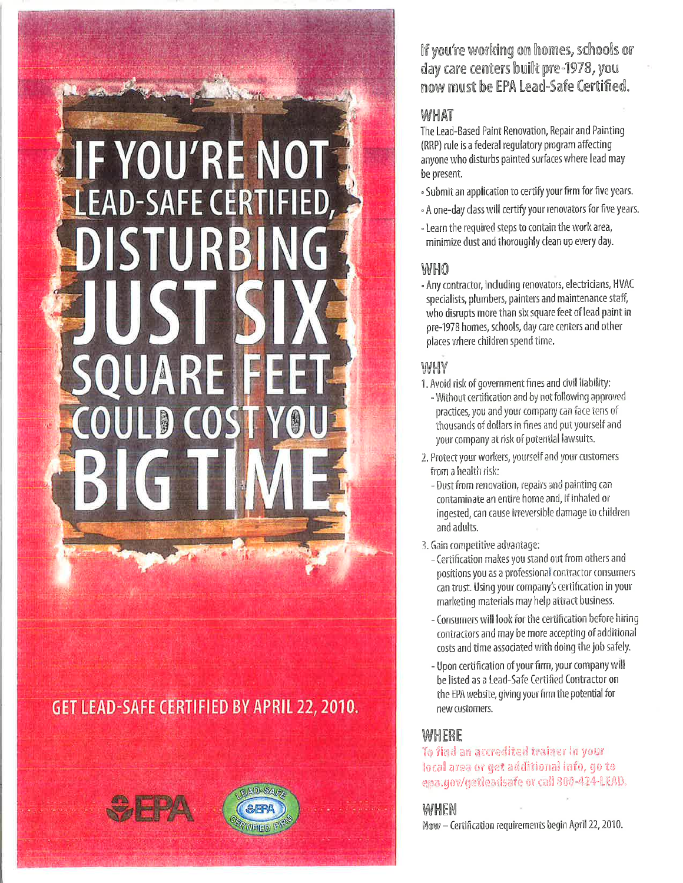# IF YOU'RE NOT LEAD-SAFE CERTIFIED, DISTURBING JUST SIX SQUARE FEET COULD COST YOU BIG TIME

GET LEAD-SAFE CERTIFIED BY APRIL 22, 2010.

EPA

LEAD-SAFE EPA CERTIFIED FIRM

**If you're working on homes, schools or day care centers built pre-1978, you now must be EPA Lead-Safe Certified.**

## WHAT

The Lead-Based Paint Renovation, Repair and Painting (RRP) rule is a federal regulatory program affecting anyone who disturbs painted surfaces where lead may be present.

- Submit an application to certify your firm for five years.
- A one-day class will certify your renovators for five years.
- Learn the required steps to contain the work area, minimize dust and thoroughly clean up every day.

## WHO

- Any contractor, including renovators, electricians, HVAC specialists, plumbers, painters and maintenance staff, who disrupts more than six square feet of lead paint in pre-1978 homes, schools, day care centers and other places where children spend time.

## WHY

1. Avoid risk of government fines and civil liability:
   - Without certification and by not following approved practices, you and your company can face tens of thousands of dollars in fines and put yourself and your company at risk of potential lawsuits.
2. Protect your workers, yourself and your customers from a health risk:
   - Dust from renovation, repairs and painting can contaminate an entire home and, if inhaled or ingested, can cause irreversible damage to children and adults.
3. Gain competitive advantage:
   - Certification makes you stand out from others and positions you as a professional contractor consumers can trust. Using your company's certification in your marketing materials may help attract business.
   - Consumers will look for the certification before hiring contractors and may be more accepting of additional costs and time associated with doing the job safely.
   - Upon certification of your firm, your company will be listed as a Lead-Safe Certified Contractor on the EPA website, giving your firm the potential for new customers.

## WHERE

To find an accredited trainer in your local area or get additional info, go to epa.gov/getleadsafe or call 800-424-LEAD.

## WHEN

Now – Certification requirements begin April 22, 2010.